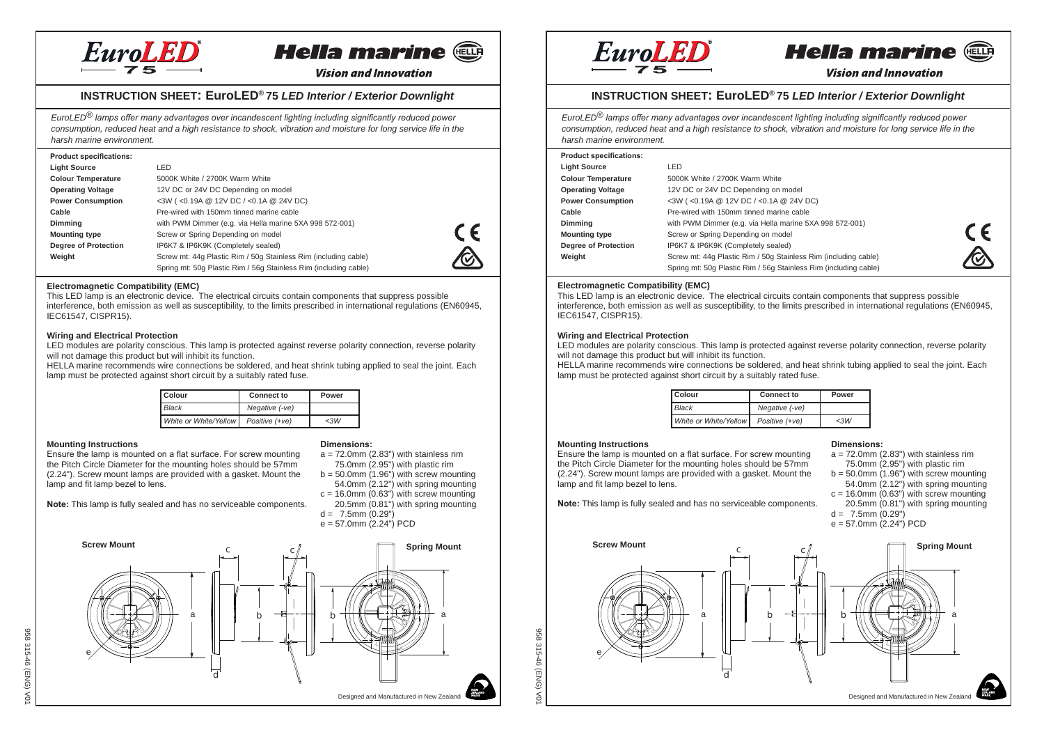# INSTRUCTION SHEET: EuroLED® 75 *LED Interior / Exterior Downlight*

*EuroLED® lamps offer many advantages over incandescent lighting including significantly reduced power consumption, reduced heat and a high resistance to shock, vibration and moisture for long service life in the harsh marine environment.*

**Product specifications:**

| | |
|---|---|
| **Light Source** | LED |
| **Colour Temperature** | 5000K White / 2700K Warm White |
| **Operating Voltage** | 12V DC or 24V DC Depending on model |
| **Power Consumption** | <3W ( <0.19A @ 12V DC / <0.1A @ 24V DC) |
| **Cable** | Pre-wired with 150mm tinned marine cable |
| **Dimming** | with PWM Dimmer (e.g. via Hella marine 5XA 998 572-001) |
| **Mounting type** | Screw or Spring Depending on model |
| **Degree of Protection** | IP6K7 & IP6K9K (Completely sealed) |
| **Weight** | Screw mt: 44g Plastic Rim / 50g Stainless Rim (including cable) |
| | Spring mt: 50g Plastic Rim / 56g Stainless Rim (including cable) |

### Electromagnetic Compatibility (EMC)

This LED lamp is an electronic device. The electrical circuits contain components that suppress possible interference, both emission as well as susceptibility, to the limits prescribed in international regulations (EN60945, IEC61547, CISPR15).

### Wiring and Electrical Protection

LED modules are polarity conscious. This lamp is protected against reverse polarity connection, reverse polarity will not damage this product but will inhibit its function.

HELLA marine recommends wire connections be soldered, and heat shrink tubing applied to seal the joint. Each lamp must be protected against short circuit by a suitably rated fuse.

| Colour | Connect to | Power |
|---|---|---|
| *Black* | *Negative (-ve)* | |
| *White or White/Yellow* | *Positive (+ve)* | *<3W* |

### Mounting Instructions

Ensure the lamp is mounted on a flat surface. For screw mounting the Pitch Circle Diameter for the mounting holes should be 57mm (2.24"). Screw mount lamps are provided with a gasket. Mount the lamp and fit lamp bezel to lens.

**Note:** This lamp is fully sealed and has no serviceable components.

### Dimensions:

a = 72.0mm (2.83") with stainless rim
75.0mm (2.95") with plastic rim
b = 50.0mm (1.96") with screw mounting
54.0mm (2.12") with spring mounting
c = 16.0mm (0.63") with screw mounting
20.5mm (0.81") with spring mounting
d = 7.5mm (0.29")
e = 57.0mm (2.24") PCD

**Screw Mount** **Spring Mount**

Designed and Manufactured in New Zealand

958 315-46 (ENG) V01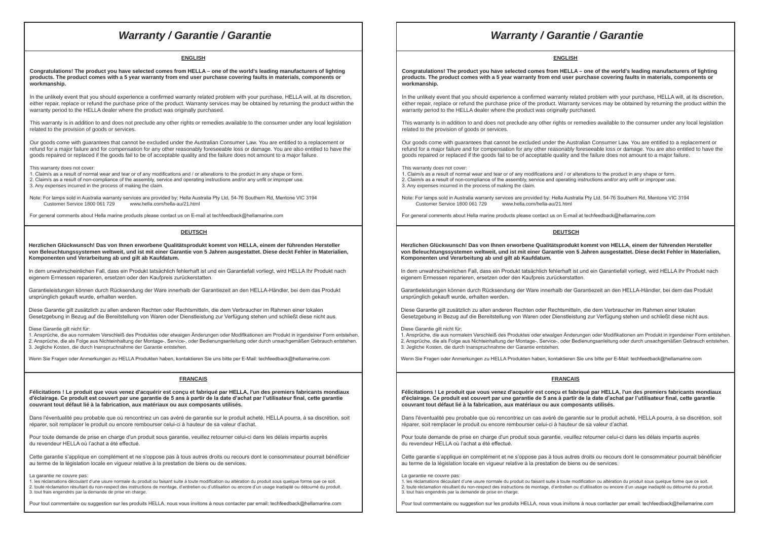# Warranty / Garantie / Garantie

## ENGLISH

**Congratulations! The product you have selected comes from HELLA – one of the world's leading manufacturers of lighting products. The product comes with a 5 year warranty from end user purchase covering faults in materials, components or workmanship.**

In the unlikely event that you should experience a confirmed warranty related problem with your purchase, HELLA will, at its discretion, either repair, replace or refund the purchase price of the product. Warranty services may be obtained by returning the product within the warranty period to the HELLA dealer where the product was originally purchased.

This warranty is in addition to and does not preclude any other rights or remedies available to the consumer under any local legislation related to the provision of goods or services.

Our goods come with guarantees that cannot be excluded under the Australian Consumer Law. You are entitled to a replacement or refund for a major failure and for compensation for any other reasonably foreseeable loss or damage. You are also entitled to have the goods repaired or replaced if the goods fail to be of acceptable quality and the failure does not amount to a major failure.

This warranty does not cover:
1. Claim/s as a result of normal wear and tear or of any modifications and / or alterations to the product in any shape or form.
2. Claim/s as a result of non-compliance of the assembly, service and operating instructions and/or any unfit or improper use.
3. Any expenses incurred in the process of making the claim.

Note: For lamps sold in Australia warranty services are provided by: Hella Australia Pty Ltd, 54-76 Southern Rd, Mentone VIC 3194
Customer Service 1800 061 729 www.hella.com/hella-au/21.html

For general comments about Hella marine products please contact us on E-mail at techfeedback@hellamarine.com

## DEUTSCH

**Herzlichen Glückwunsch! Das von Ihnen erworbene Qualitätsprodukt kommt von HELLA, einem der führenden Hersteller von Beleuchtungssystemen weltweit, und ist mit einer Garantie von 5 Jahren ausgestattet. Diese deckt Fehler in Materialien, Komponenten und Verarbeitung ab und gilt ab Kaufdatum.**

In dem unwahrscheinlichen Fall, dass ein Produkt tatsächlich fehlerhaft ist und ein Garantiefall vorliegt, wird HELLA Ihr Produkt nach eigenem Ermessen reparieren, ersetzen oder den Kaufpreis zurückerstatten.

Garantieleistungen können durch Rücksendung der Ware innerhalb der Garantiezeit an den HELLA-Händler, bei dem das Produkt ursprünglich gekauft wurde, erhalten werden.

Diese Garantie gilt zusätzlich zu allen anderen Rechten oder Rechtsmitteln, die dem Verbraucher im Rahmen einer lokalen Gesetzgebung in Bezug auf die Bereitstellung von Waren oder Dienstleistung zur Verfügung stehen und schließt diese nicht aus.

Diese Garantie gilt nicht für:
1. Ansprüche, die aus normalem Verschleiß des Produktes oder etwaigen Änderungen oder Modifikationen am Produkt in irgendeiner Form entstehen.
2. Ansprüche, die als Folge aus Nichteinhaltung der Montage-, Service-, oder Bedienungsanleitung oder durch unsachgemäßen Gebrauch entstehen.
3. Jegliche Kosten, die durch Inanspruchnahme der Garantie entstehen.

Wenn Sie Fragen oder Anmerkungen zu HELLA Produkten haben, kontaktieren Sie uns bitte per E-Mail: techfeedback@hellamarine.com

## FRANCAIS

**Félicitations ! Le produit que vous venez d'acquérir est conçu et fabriqué par HELLA, l'un des premiers fabricants mondiaux d'éclairage. Ce produit est couvert par une garantie de 5 ans à partir de la date d'achat par l'utilisateur final, cette garantie couvrant tout défaut lié à la fabrication, aux matériaux ou aux composants utilisés.**

Dans l'éventualité peu probable que où rencontriez un cas avéré de garantie sur le produit acheté, HELLA pourra, à sa discrétion, soit réparer, soit remplacer le produit ou encore rembourser celui-ci à hauteur de sa valeur d'achat.

Pour toute demande de prise en charge d'un produit sous garantie, veuillez retourner celui-ci dans les délais impartis auprès du revendeur HELLA où l'achat a été effectué.

Cette garantie s'applique en complément et ne s'oppose pas à tous autres droits ou recours dont le consommateur pourrait bénéficier au terme de la législation locale en vigueur relative à la prestation de biens ou de services.

La garantie ne couvre pas:
1. les réclamations découlant d'une usure normale du produit ou faisant suite à toute modification ou altération du produit sous quelque forme que ce soit.
2. toute réclamation résultant du non-respect des instructions de montage, d'entretien ou d'utilisation ou encore d'un usage inadapté ou détourné du produit.
3. tout frais engendrés par la demande de prise en charge.

Pour tout commentaire ou suggestion sur les produits HELLA, nous vous invitons à nous contacter par email: techfeedback@hellamarine.com

# Warranty / Garantie / Garantie

## ENGLISH

**Congratulations! The product you have selected comes from HELLA – one of the world's leading manufacturers of lighting products. The product comes with a 5 year warranty from end user purchase covering faults in materials, components or workmanship.**

In the unlikely event that you should experience a confirmed warranty related problem with your purchase, HELLA will, at its discretion, either repair, replace or refund the purchase price of the product. Warranty services may be obtained by returning the product within the warranty period to the HELLA dealer where the product was originally purchased.

This warranty is in addition to and does not preclude any other rights or remedies available to the consumer under any local legislation related to the provision of goods or services.

Our goods come with guarantees that cannot be excluded under the Australian Consumer Law. You are entitled to a replacement or refund for a major failure and for compensation for any other reasonably foreseeable loss or damage. You are also entitled to have the goods repaired or replaced if the goods fail to be of acceptable quality and the failure does not amount to a major failure.

This warranty does not cover:
1. Claim/s as a result of normal wear and tear or of any modifications and / or alterations to the product in any shape or form.
2. Claim/s as a result of non-compliance of the assembly, service and operating instructions and/or any unfit or improper use.
3. Any expenses incurred in the process of making the claim.

Note: For lamps sold in Australia warranty services are provided by: Hella Australia Pty Ltd, 54-76 Southern Rd, Mentone VIC 3194
Customer Service 1800 061 729 www.hella.com/hella-au/21.html

For general comments about Hella marine products please contact us on E-mail at techfeedback@hellamarine.com

## DEUTSCH

**Herzlichen Glückwunsch! Das von Ihnen erworbene Qualitätsprodukt kommt von HELLA, einem der führenden Hersteller von Beleuchtungssystemen weltweit, und ist mit einer Garantie von 5 Jahren ausgestattet. Diese deckt Fehler in Materialien, Komponenten und Verarbeitung ab und gilt ab Kaufdatum.**

In dem unwahrscheinlichen Fall, dass ein Produkt tatsächlich fehlerhaft ist und ein Garantiefall vorliegt, wird HELLA Ihr Produkt nach eigenem Ermessen reparieren, ersetzen oder den Kaufpreis zurückerstatten.

Garantieleistungen können durch Rücksendung der Ware innerhalb der Garantiezeit an den HELLA-Händler, bei dem das Produkt ursprünglich gekauft wurde, erhalten werden.

Diese Garantie gilt zusätzlich zu allen anderen Rechten oder Rechtsmitteln, die dem Verbraucher im Rahmen einer lokalen Gesetzgebung in Bezug auf die Bereitstellung von Waren oder Dienstleistung zur Verfügung stehen und schließt diese nicht aus.

Diese Garantie gilt nicht für:
1. Ansprüche, die aus normalem Verschleiß des Produktes oder etwaigen Änderungen oder Modifikationen am Produkt in irgendeiner Form entstehen.
2. Ansprüche, die als Folge aus Nichteinhaltung der Montage-, Service-, oder Bedienungsanleitung oder durch unsachgemäßen Gebrauch entstehen.
3. Jegliche Kosten, die durch Inanspruchnahme der Garantie entstehen.

Wenn Sie Fragen oder Anmerkungen zu HELLA Produkten haben, kontaktieren Sie uns bitte per E-Mail: techfeedback@hellamarine.com

## FRANCAIS

**Félicitations ! Le produit que vous venez d'acquérir est conçu et fabriqué par HELLA, l'un des premiers fabricants mondiaux d'éclairage. Ce produit est couvert par une garantie de 5 ans à partir de la date d'achat par l'utilisateur final, cette garantie couvrant tout défaut lié à la fabrication, aux matériaux ou aux composants utilisés.**

Dans l'éventualité peu probable que où rencontriez un cas avéré de garantie sur le produit acheté, HELLA pourra, à sa discrétion, soit réparer, soit remplacer le produit ou encore rembourser celui-ci à hauteur de sa valeur d'achat.

Pour toute demande de prise en charge d'un produit sous garantie, veuillez retourner celui-ci dans les délais impartis auprès du revendeur HELLA où l'achat a été effectué.

Cette garantie s'applique en complément et ne s'oppose pas à tous autres droits ou recours dont le consommateur pourrait bénéficier au terme de la législation locale en vigueur relative à la prestation de biens ou de services.

La garantie ne couvre pas:
1. les réclamations découlant d'une usure normale du produit ou faisant suite à toute modification ou altération du produit sous quelque forme que ce soit.
2. toute réclamation résultant du non-respect des instructions de montage, d'entretien ou d'utilisation ou encore d'un usage inadapté ou détourné du produit.
3. tout frais engendrés par la demande de prise en charge.

Pour tout commentaire ou suggestion sur les produits HELLA, nous vous invitons à nous contacter par email: techfeedback@hellamarine.com